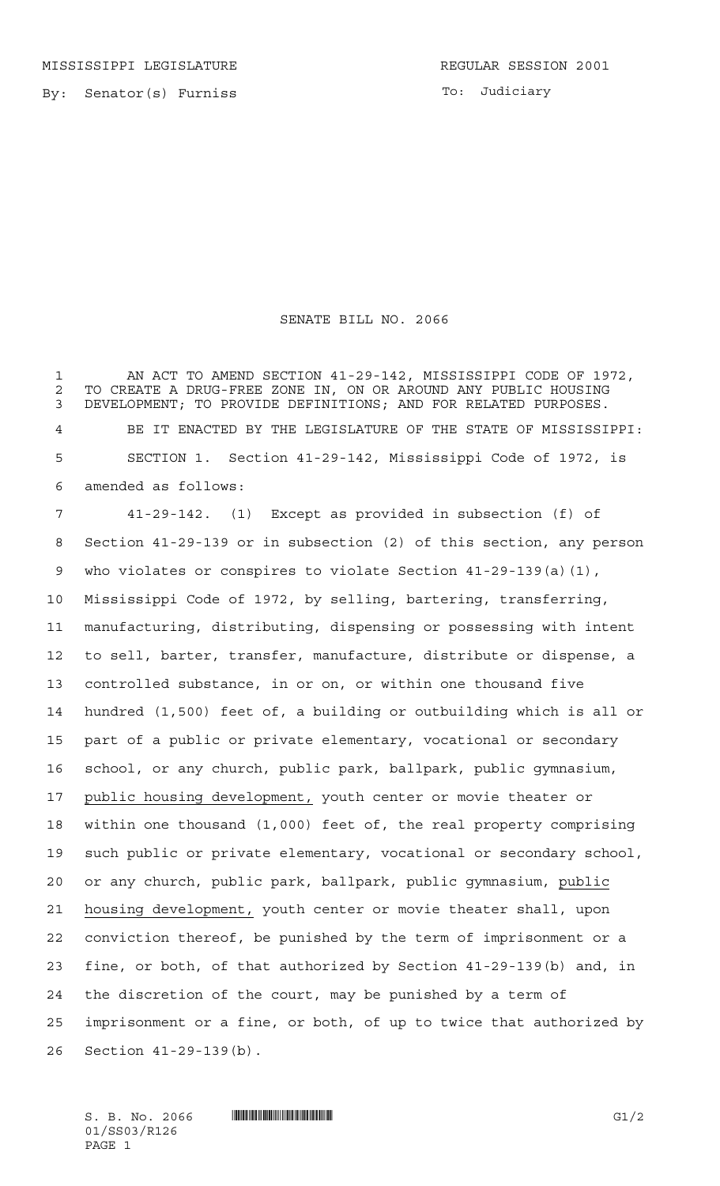MISSISSIPPI LEGISLATURE REGULAR SESSION 2001

By: Senator(s) Furniss

To: Judiciary

# SENATE BILL NO. 2066

AN ACT TO AMEND SECTION 41-29-142, MISSISSIPPI CODE OF 1972, TO CREATE A DRUG-FREE ZONE IN, ON OR AROUND ANY PUBLIC HOUSING DEVELOPMENT; TO PROVIDE DEFINITIONS; AND FOR RELATED PURPOSES.

BE IT ENACTED BY THE LEGISLATURE OF THE STATE OF MISSISSIPPI:

SECTION 1. Section 41-29-142, Mississippi Code of 1972, is amended as follows:

41-29-142. (1) Except as provided in subsection (f) of Section 41-29-139 or in subsection (2) of this section, any person who violates or conspires to violate Section 41-29-139(a)(1), Mississippi Code of 1972, by selling, bartering, transferring, manufacturing, distributing, dispensing or possessing with intent to sell, barter, transfer, manufacture, distribute or dispense, a controlled substance, in or on, or within one thousand five hundred (1,500) feet of, a building or outbuilding which is all or part of a public or private elementary, vocational or secondary school, or any church, public park, ballpark, public gymnasium, public housing development, youth center or movie theater or within one thousand (1,000) feet of, the real property comprising such public or private elementary, vocational or secondary school, or any church, public park, ballpark, public gymnasium, public housing development, youth center or movie theater shall, upon conviction thereof, be punished by the term of imprisonment or a fine, or both, of that authorized by Section 41-29-139(b) and, in the discretion of the court, may be punished by a term of imprisonment or a fine, or both, of up to twice that authorized by Section 41-29-139(b).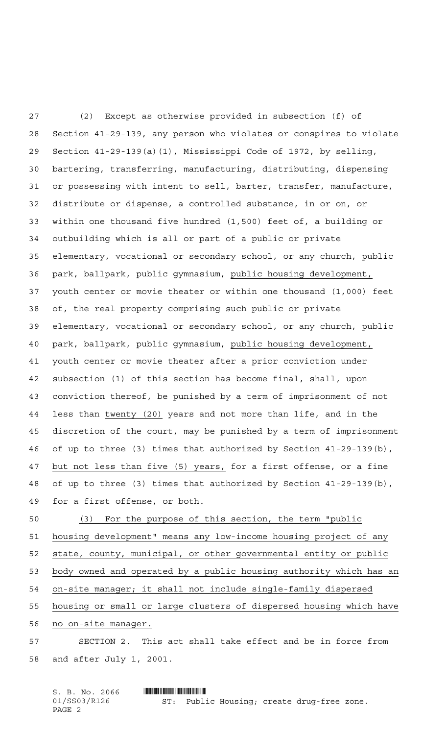(2) Except as otherwise provided in subsection (f) of Section 41-29-139, any person who violates or conspires to violate Section 41-29-139(a)(1), Mississippi Code of 1972, by selling, bartering, transferring, manufacturing, distributing, dispensing or possessing with intent to sell, barter, transfer, manufacture, distribute or dispense, a controlled substance, in or on, or within one thousand five hundred (1,500) feet of, a building or outbuilding which is all or part of a public or private elementary, vocational or secondary school, or any church, public park, ballpark, public gymnasium, public housing development, youth center or movie theater or within one thousand (1,000) feet of, the real property comprising such public or private elementary, vocational or secondary school, or any church, public park, ballpark, public gymnasium, public housing development, youth center or movie theater after a prior conviction under subsection (1) of this section has become final, shall, upon conviction thereof, be punished by a term of imprisonment of not less than twenty (20) years and not more than life, and in the discretion of the court, may be punished by a term of imprisonment of up to three (3) times that authorized by Section 41-29-139(b), but not less than five (5) years, for a first offense, or a fine of up to three (3) times that authorized by Section 41-29-139(b), for a first offense, or both.

(3) For the purpose of this section, the term "public housing development" means any low-income housing project of any state, county, municipal, or other governmental entity or public body owned and operated by a public housing authority which has an on-site manager; it shall not include single-family dispersed housing or small or large clusters of dispersed housing which have no on-site manager.

SECTION 2. This act shall take effect and be in force from and after July 1, 2001.

S. B. No. 2066
01/SS03/R126 ST: Public Housing; create drug-free zone.